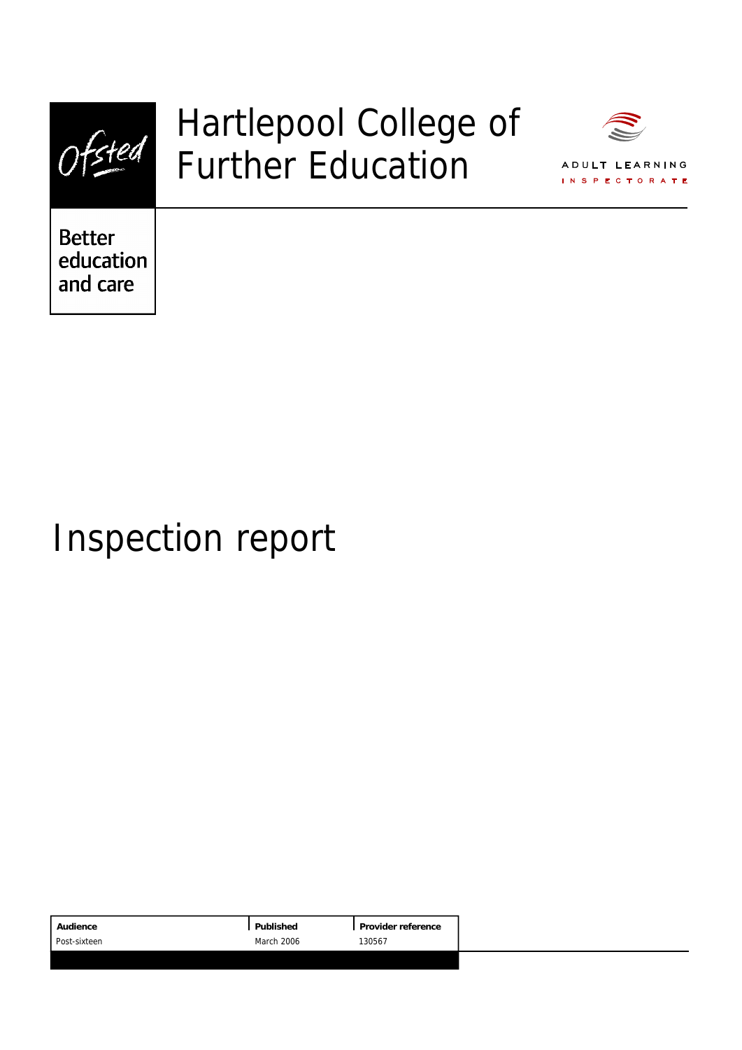Ofsted

# Hartlepool College of Further Education

ADULT LEARNING INSPECTORATE

Better education and care

# Inspection report

| Audience | Published | Provider reference |
| --- | --- | --- |
| Post-sixteen | March 2006 | 130567 |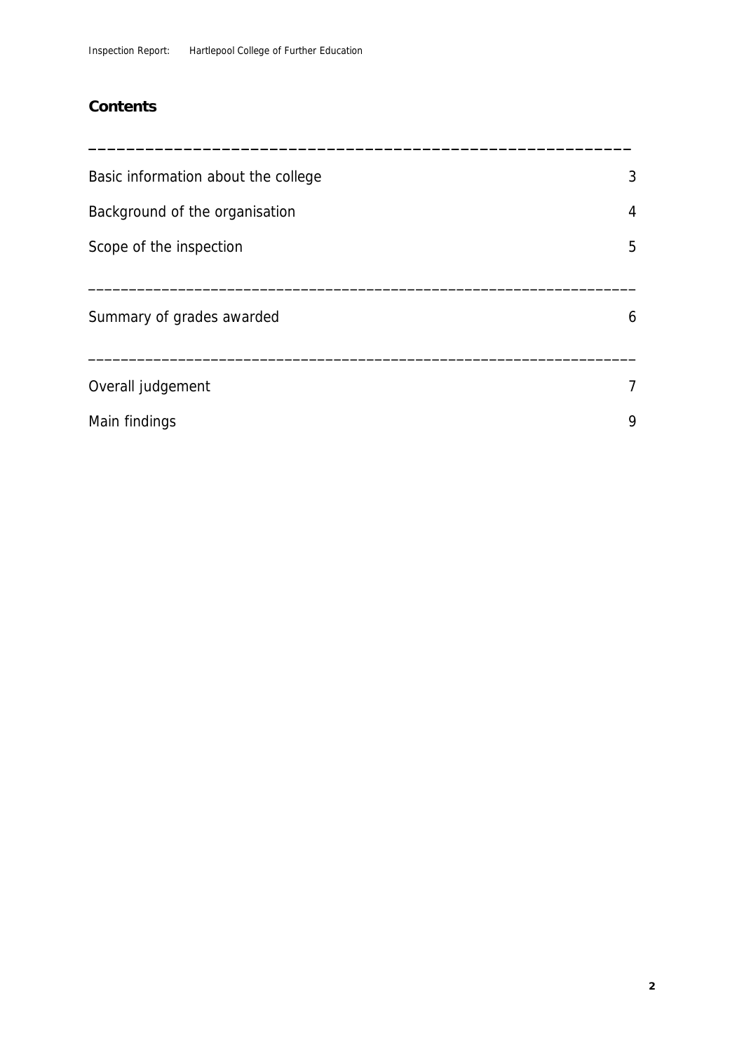## Contents

| | |
|---|---|
| Basic information about the college | 3 |
| Background of the organisation | 4 |
| Scope of the inspection | 5 |
| Summary of grades awarded | 6 |
| Overall judgement | 7 |
| Main findings | 9 |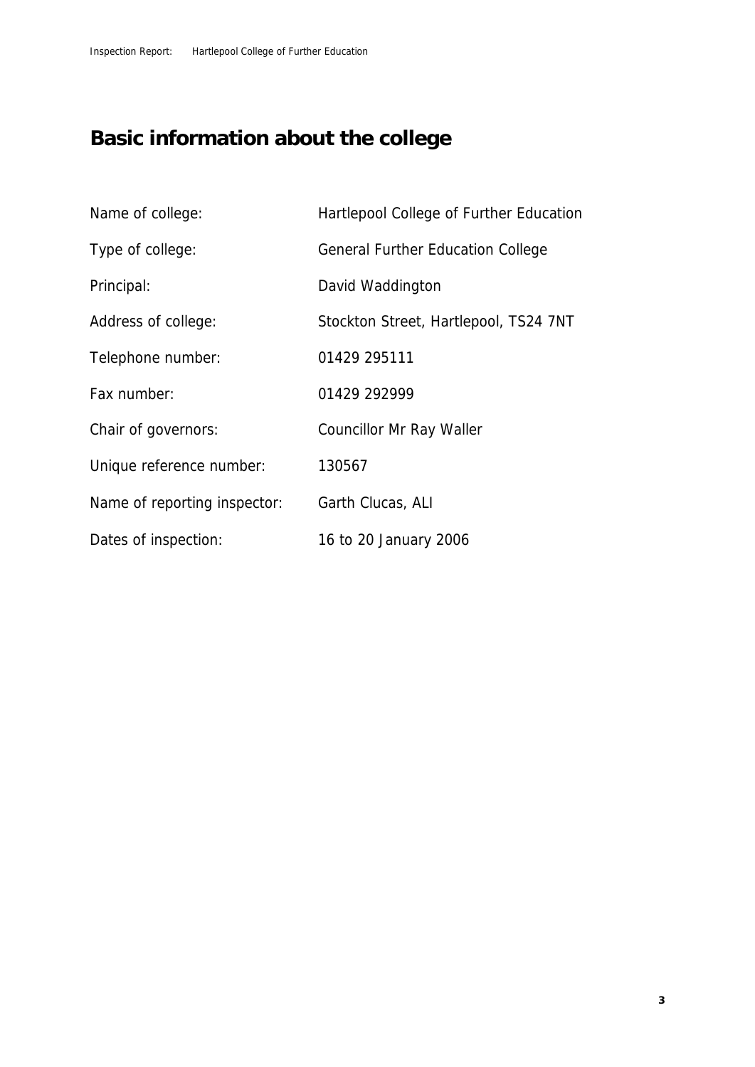# Basic information about the college

| | |
|---|---|
| Name of college: | Hartlepool College of Further Education |
| Type of college: | General Further Education College |
| Principal: | David Waddington |
| Address of college: | Stockton Street, Hartlepool, TS24 7NT |
| Telephone number: | 01429 295111 |
| Fax number: | 01429 292999 |
| Chair of governors: | Councillor Mr Ray Waller |
| Unique reference number: | 130567 |
| Name of reporting inspector: | Garth Clucas, ALI |
| Dates of inspection: | 16 to 20 January 2006 |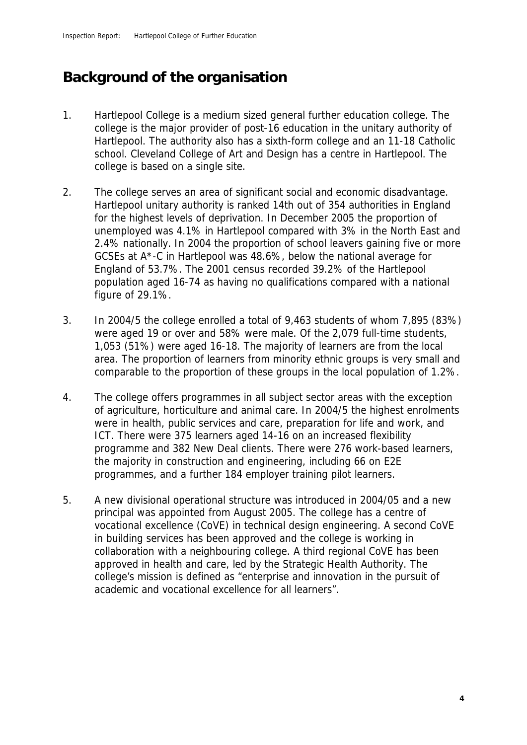## Background of the organisation

1. Hartlepool College is a medium sized general further education college. The college is the major provider of post-16 education in the unitary authority of Hartlepool. The authority also has a sixth-form college and an 11-18 Catholic school. Cleveland College of Art and Design has a centre in Hartlepool. The college is based on a single site.

2. The college serves an area of significant social and economic disadvantage. Hartlepool unitary authority is ranked 14th out of 354 authorities in England for the highest levels of deprivation. In December 2005 the proportion of unemployed was 4.1% in Hartlepool compared with 3% in the North East and 2.4% nationally. In 2004 the proportion of school leavers gaining five or more GCSEs at A*-C in Hartlepool was 48.6%, below the national average for England of 53.7%. The 2001 census recorded 39.2% of the Hartlepool population aged 16-74 as having no qualifications compared with a national figure of 29.1%.

3. In 2004/5 the college enrolled a total of 9,463 students of whom 7,895 (83%) were aged 19 or over and 58% were male. Of the 2,079 full-time students, 1,053 (51%) were aged 16-18. The majority of learners are from the local area. The proportion of learners from minority ethnic groups is very small and comparable to the proportion of these groups in the local population of 1.2%.

4. The college offers programmes in all subject sector areas with the exception of agriculture, horticulture and animal care. In 2004/5 the highest enrolments were in health, public services and care, preparation for life and work, and ICT. There were 375 learners aged 14-16 on an increased flexibility programme and 382 New Deal clients. There were 276 work-based learners, the majority in construction and engineering, including 66 on E2E programmes, and a further 184 employer training pilot learners.

5. A new divisional operational structure was introduced in 2004/05 and a new principal was appointed from August 2005. The college has a centre of vocational excellence (CoVE) in technical design engineering. A second CoVE in building services has been approved and the college is working in collaboration with a neighbouring college. A third regional CoVE has been approved in health and care, led by the Strategic Health Authority. The college's mission is defined as "enterprise and innovation in the pursuit of academic and vocational excellence for all learners".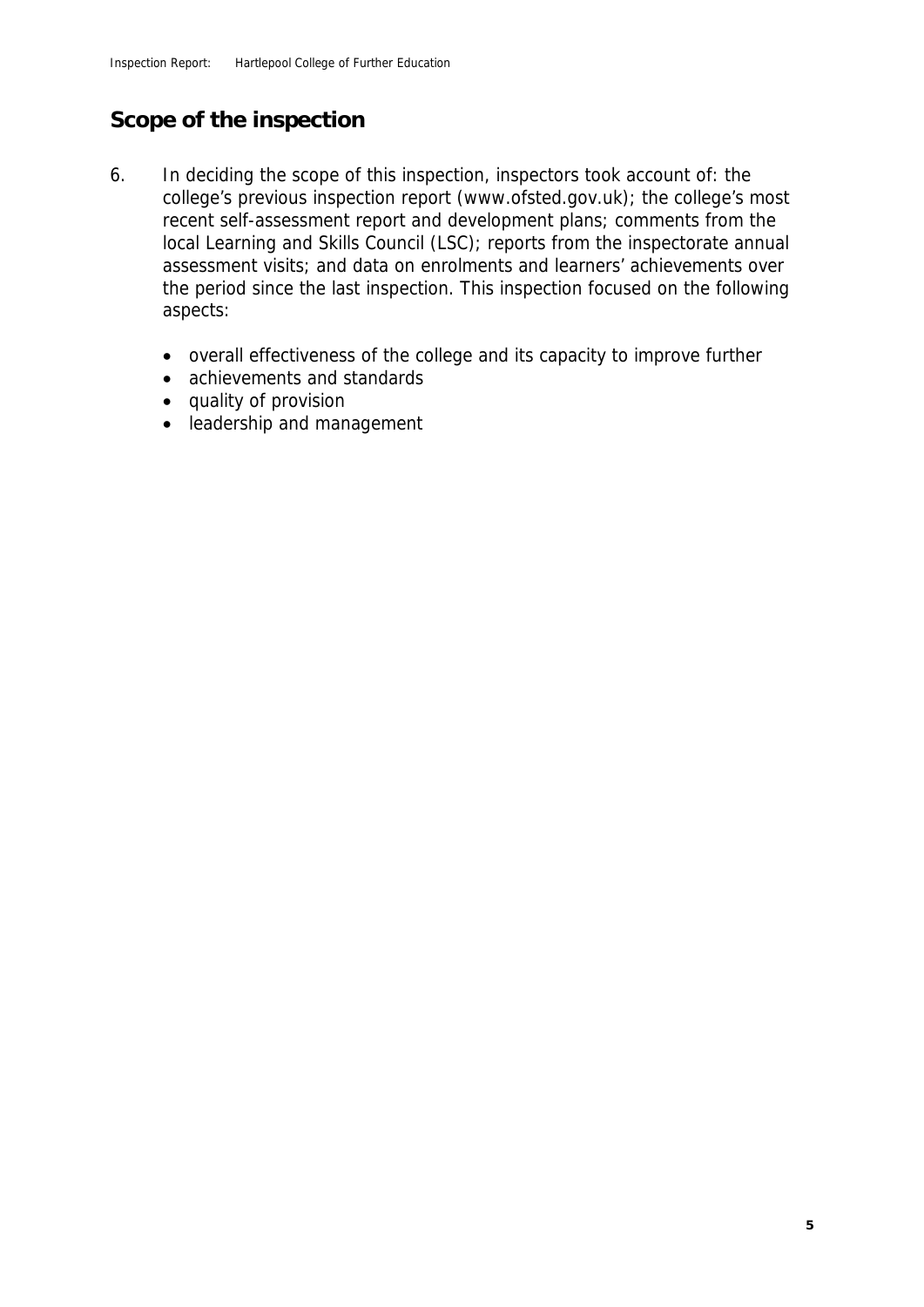## Scope of the inspection

6. In deciding the scope of this inspection, inspectors took account of: the college's previous inspection report (www.ofsted.gov.uk); the college's most recent self-assessment report and development plans; comments from the local Learning and Skills Council (LSC); reports from the inspectorate annual assessment visits; and data on enrolments and learners' achievements over the period since the last inspection. This inspection focused on the following aspects:

   - overall effectiveness of the college and its capacity to improve further
   - achievements and standards
   - quality of provision
   - leadership and management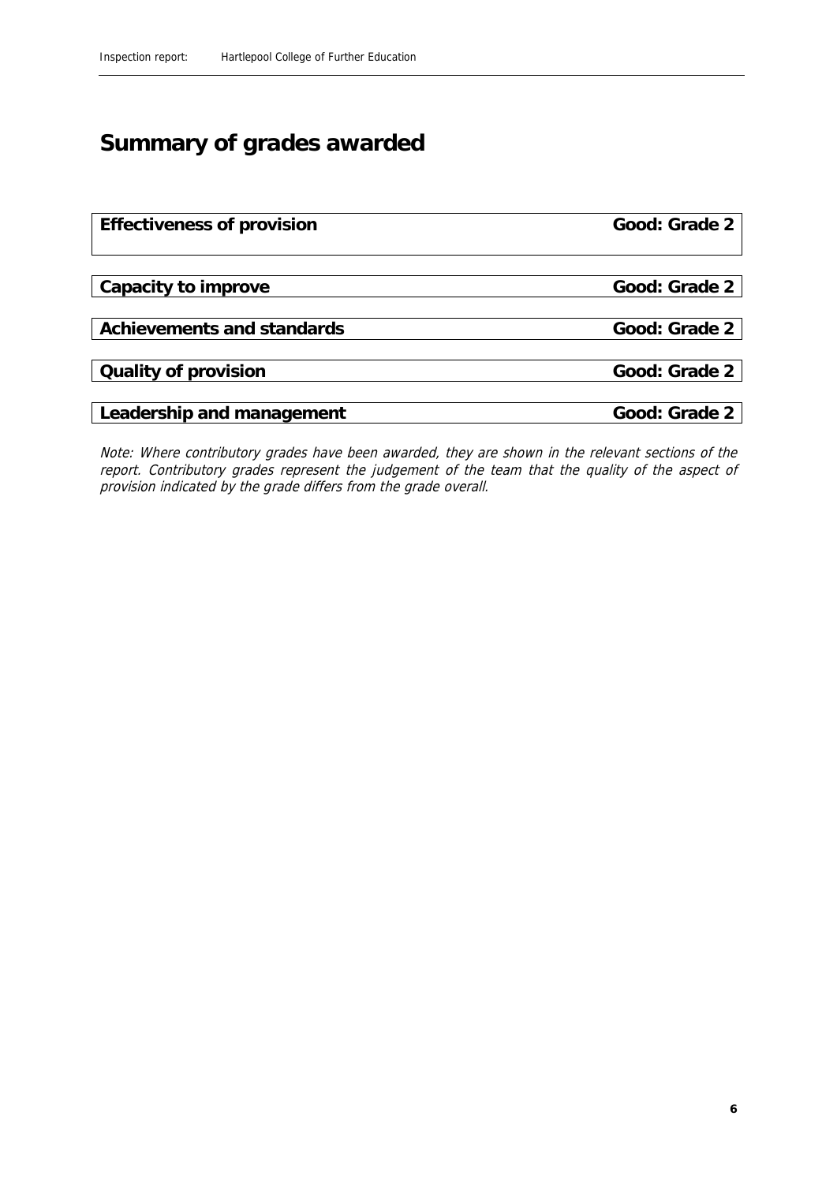# Summary of grades awarded

| Effectiveness of provision | Good: Grade 2 |
| --- | --- |

| Capacity to improve | Good: Grade 2 |
| --- | --- |

| Achievements and standards | Good: Grade 2 |
| --- | --- |

| Quality of provision | Good: Grade 2 |
| --- | --- |

| Leadership and management | Good: Grade 2 |
| --- | --- |

*Note: Where contributory grades have been awarded, they are shown in the relevant sections of the report. Contributory grades represent the judgement of the team that the quality of the aspect of provision indicated by the grade differs from the grade overall.*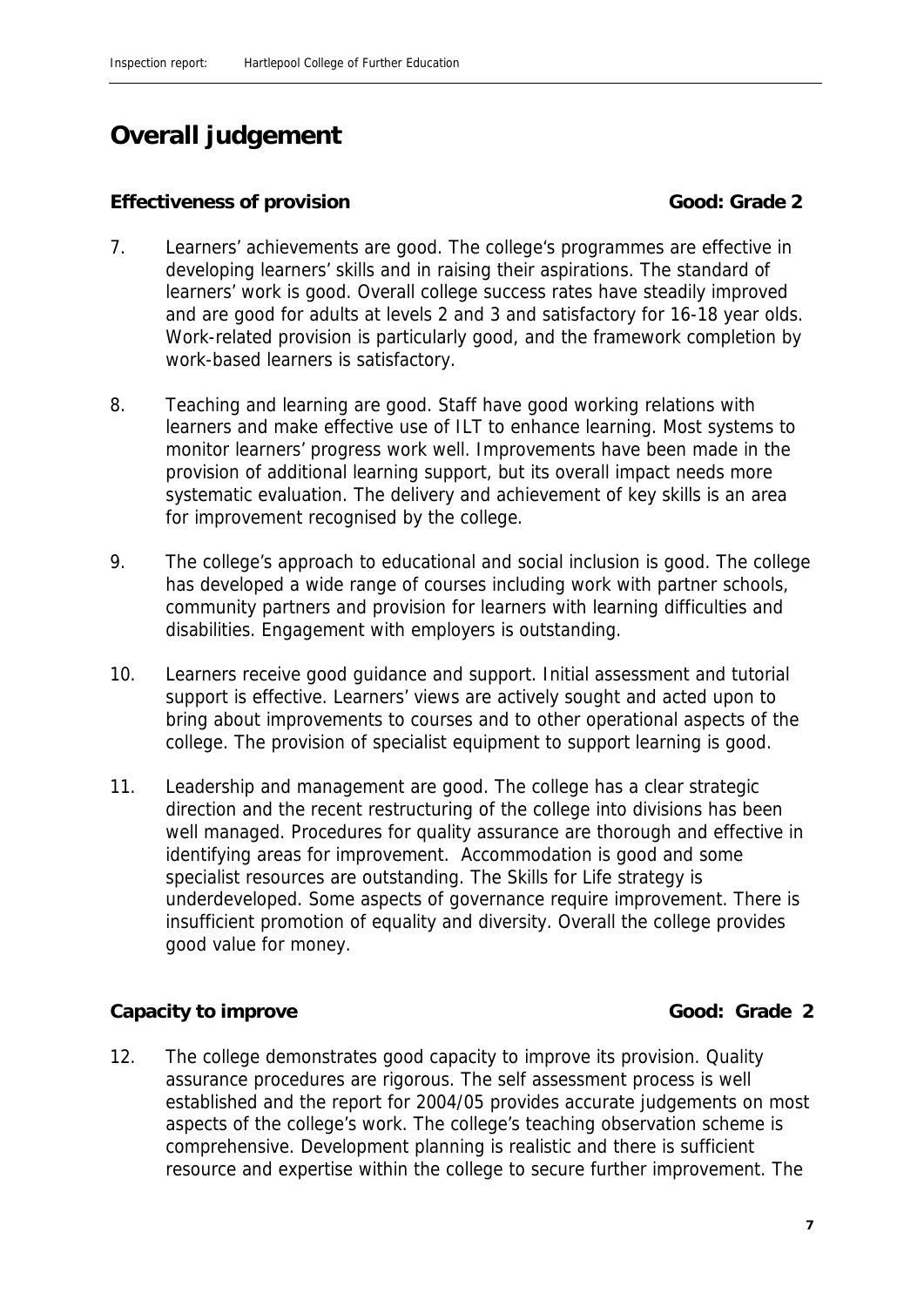## Overall judgement

**Effectiveness of provision** **Good: Grade 2**

7. Learners' achievements are good. The college's programmes are effective in developing learners' skills and in raising their aspirations. The standard of learners' work is good. Overall college success rates have steadily improved and are good for adults at levels 2 and 3 and satisfactory for 16-18 year olds. Work-related provision is particularly good, and the framework completion by work-based learners is satisfactory.

8. Teaching and learning are good. Staff have good working relations with learners and make effective use of ILT to enhance learning. Most systems to monitor learners' progress work well. Improvements have been made in the provision of additional learning support, but its overall impact needs more systematic evaluation. The delivery and achievement of key skills is an area for improvement recognised by the college.

9. The college's approach to educational and social inclusion is good. The college has developed a wide range of courses including work with partner schools, community partners and provision for learners with learning difficulties and disabilities. Engagement with employers is outstanding.

10. Learners receive good guidance and support. Initial assessment and tutorial support is effective. Learners' views are actively sought and acted upon to bring about improvements to courses and to other operational aspects of the college. The provision of specialist equipment to support learning is good.

11. Leadership and management are good. The college has a clear strategic direction and the recent restructuring of the college into divisions has been well managed. Procedures for quality assurance are thorough and effective in identifying areas for improvement. Accommodation is good and some specialist resources are outstanding. The Skills for Life strategy is underdeveloped. Some aspects of governance require improvement. There is insufficient promotion of equality and diversity. Overall the college provides good value for money.

**Capacity to improve** **Good: Grade 2**

12. The college demonstrates good capacity to improve its provision. Quality assurance procedures are rigorous. The self assessment process is well established and the report for 2004/05 provides accurate judgements on most aspects of the college's work. The college's teaching observation scheme is comprehensive. Development planning is realistic and there is sufficient resource and expertise within the college to secure further improvement. The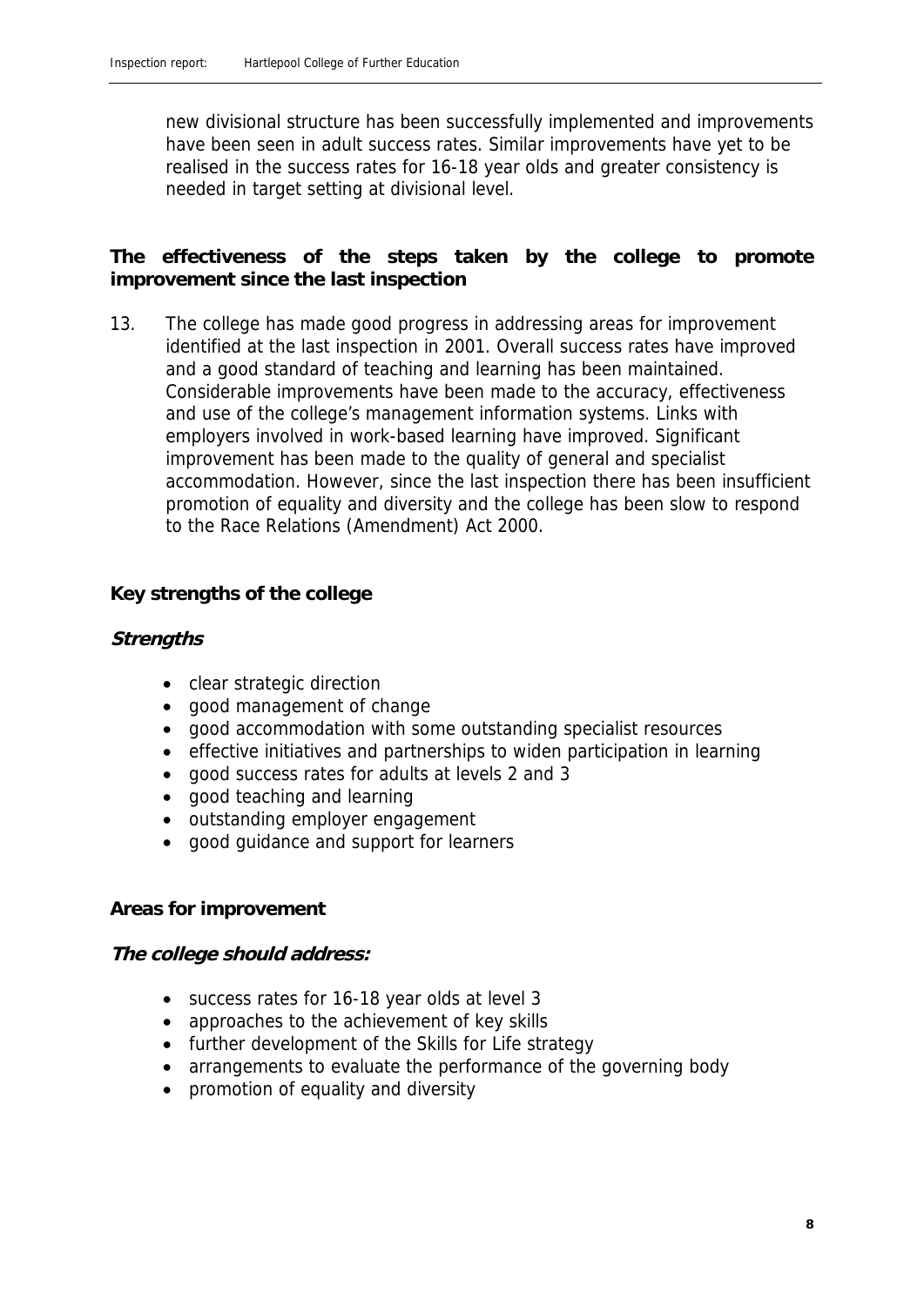new divisional structure has been successfully implemented and improvements have been seen in adult success rates. Similar improvements have yet to be realised in the success rates for 16-18 year olds and greater consistency is needed in target setting at divisional level.

### The effectiveness of the steps taken by the college to promote improvement since the last inspection

13. The college has made good progress in addressing areas for improvement identified at the last inspection in 2001. Overall success rates have improved and a good standard of teaching and learning has been maintained. Considerable improvements have been made to the accuracy, effectiveness and use of the college's management information systems. Links with employers involved in work-based learning have improved. Significant improvement has been made to the quality of general and specialist accommodation. However, since the last inspection there has been insufficient promotion of equality and diversity and the college has been slow to respond to the Race Relations (Amendment) Act 2000.

### Key strengths of the college

***Strengths***

- clear strategic direction
- good management of change
- good accommodation with some outstanding specialist resources
- effective initiatives and partnerships to widen participation in learning
- good success rates for adults at levels 2 and 3
- good teaching and learning
- outstanding employer engagement
- good guidance and support for learners

### Areas for improvement

***The college should address:***

- success rates for 16-18 year olds at level 3
- approaches to the achievement of key skills
- further development of the Skills for Life strategy
- arrangements to evaluate the performance of the governing body
- promotion of equality and diversity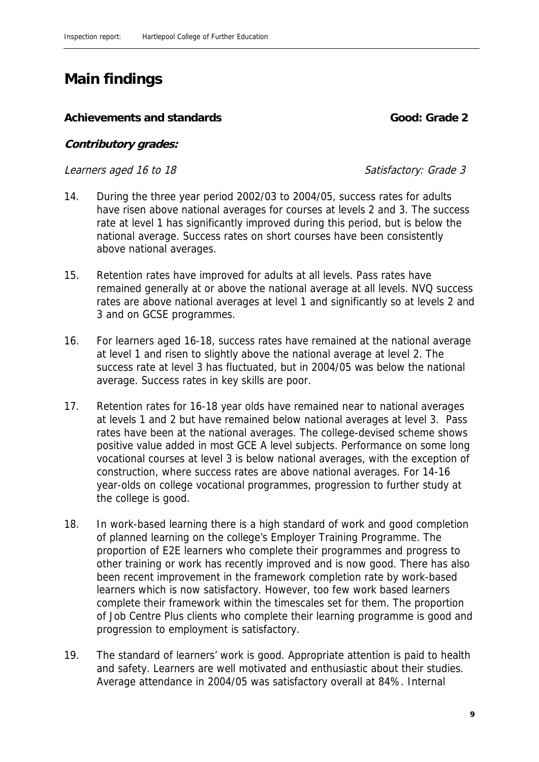## Main findings

**Achievements and standards** **Good: Grade 2**

***Contributory grades:***

*Learners aged 16 to 18* *Satisfactory: Grade 3*

14. During the three year period 2002/03 to 2004/05, success rates for adults have risen above national averages for courses at levels 2 and 3. The success rate at level 1 has significantly improved during this period, but is below the national average. Success rates on short courses have been consistently above national averages.

15. Retention rates have improved for adults at all levels. Pass rates have remained generally at or above the national average at all levels. NVQ success rates are above national averages at level 1 and significantly so at levels 2 and 3 and on GCSE programmes.

16. For learners aged 16-18, success rates have remained at the national average at level 1 and risen to slightly above the national average at level 2. The success rate at level 3 has fluctuated, but in 2004/05 was below the national average. Success rates in key skills are poor.

17. Retention rates for 16-18 year olds have remained near to national averages at levels 1 and 2 but have remained below national averages at level 3. Pass rates have been at the national averages. The college-devised scheme shows positive value added in most GCE A level subjects. Performance on some long vocational courses at level 3 is below national averages, with the exception of construction, where success rates are above national averages. For 14-16 year-olds on college vocational programmes, progression to further study at the college is good.

18. In work-based learning there is a high standard of work and good completion of planned learning on the college's Employer Training Programme. The proportion of E2E learners who complete their programmes and progress to other training or work has recently improved and is now good. There has also been recent improvement in the framework completion rate by work-based learners which is now satisfactory. However, too few work based learners complete their framework within the timescales set for them. The proportion of Job Centre Plus clients who complete their learning programme is good and progression to employment is satisfactory.

19. The standard of learners' work is good. Appropriate attention is paid to health and safety. Learners are well motivated and enthusiastic about their studies. Average attendance in 2004/05 was satisfactory overall at 84%. Internal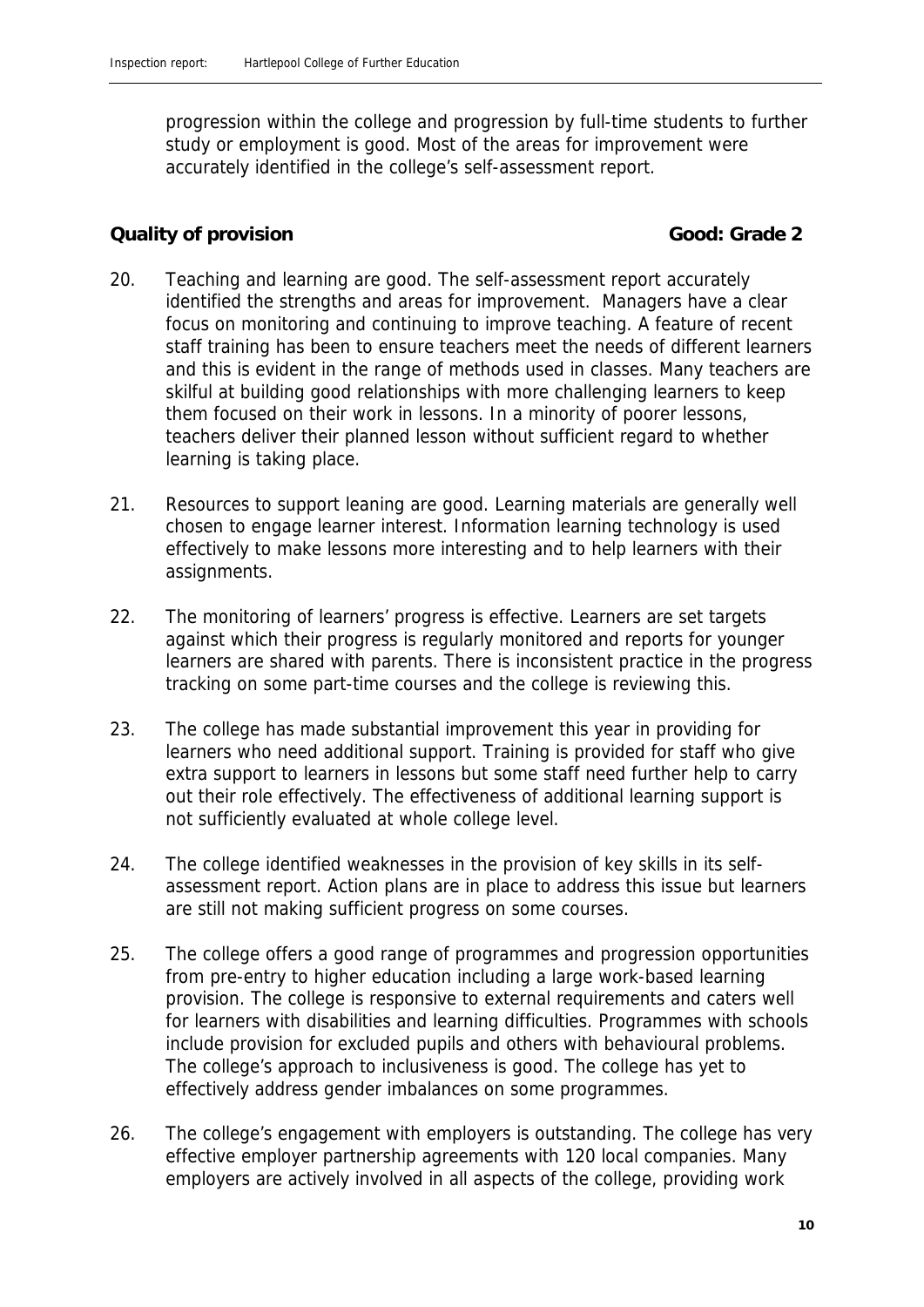progression within the college and progression by full-time students to further study or employment is good. Most of the areas for improvement were accurately identified in the college's self-assessment report.

**Quality of provision** **Good: Grade 2**

20. Teaching and learning are good. The self-assessment report accurately identified the strengths and areas for improvement. Managers have a clear focus on monitoring and continuing to improve teaching. A feature of recent staff training has been to ensure teachers meet the needs of different learners and this is evident in the range of methods used in classes. Many teachers are skilful at building good relationships with more challenging learners to keep them focused on their work in lessons. In a minority of poorer lessons, teachers deliver their planned lesson without sufficient regard to whether learning is taking place.

21. Resources to support leaning are good. Learning materials are generally well chosen to engage learner interest. Information learning technology is used effectively to make lessons more interesting and to help learners with their assignments.

22. The monitoring of learners' progress is effective. Learners are set targets against which their progress is regularly monitored and reports for younger learners are shared with parents. There is inconsistent practice in the progress tracking on some part-time courses and the college is reviewing this.

23. The college has made substantial improvement this year in providing for learners who need additional support. Training is provided for staff who give extra support to learners in lessons but some staff need further help to carry out their role effectively. The effectiveness of additional learning support is not sufficiently evaluated at whole college level.

24. The college identified weaknesses in the provision of key skills in its self-assessment report. Action plans are in place to address this issue but learners are still not making sufficient progress on some courses.

25. The college offers a good range of programmes and progression opportunities from pre-entry to higher education including a large work-based learning provision. The college is responsive to external requirements and caters well for learners with disabilities and learning difficulties. Programmes with schools include provision for excluded pupils and others with behavioural problems. The college's approach to inclusiveness is good. The college has yet to effectively address gender imbalances on some programmes.

26. The college's engagement with employers is outstanding. The college has very effective employer partnership agreements with 120 local companies. Many employers are actively involved in all aspects of the college, providing work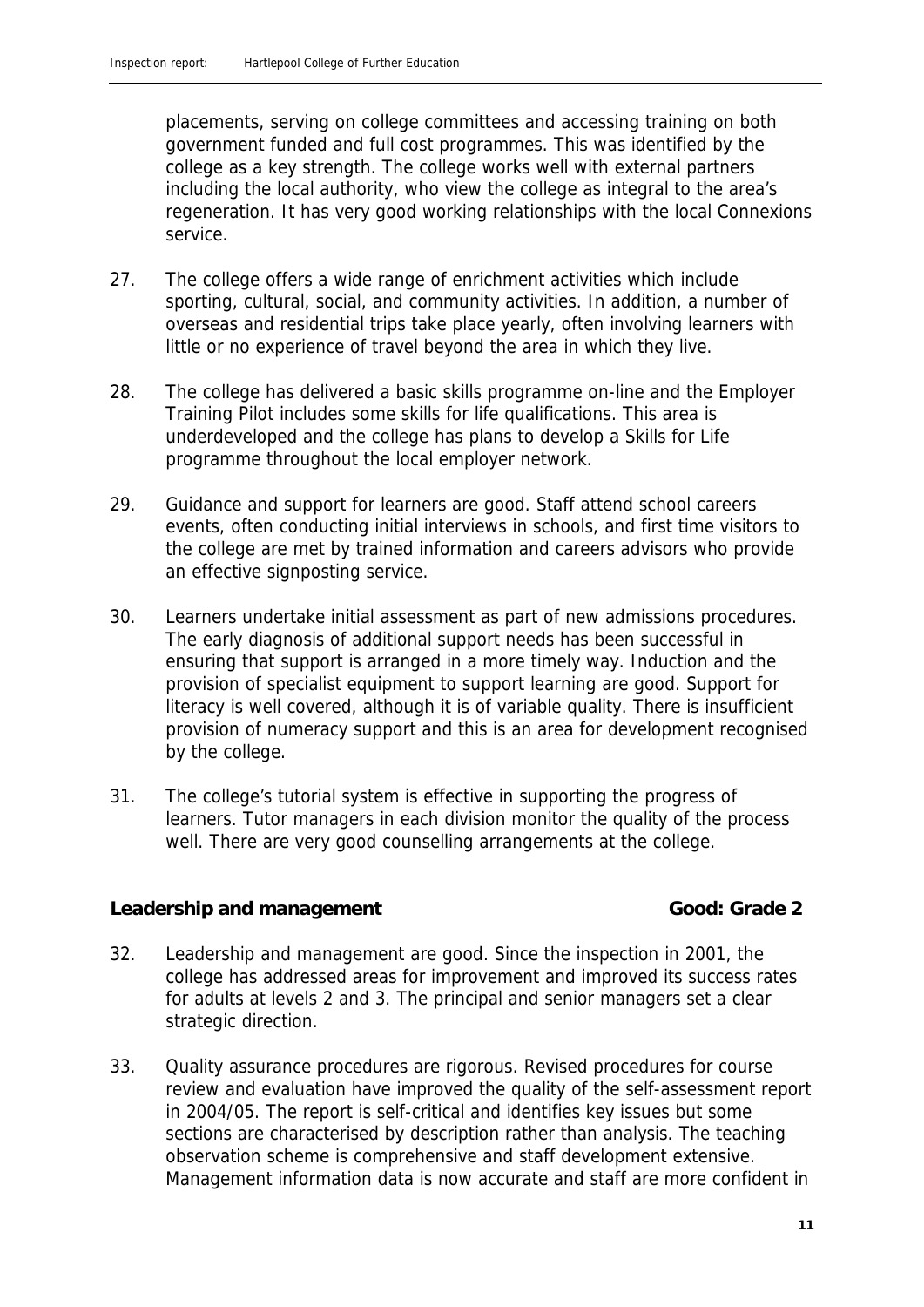placements, serving on college committees and accessing training on both government funded and full cost programmes. This was identified by the college as a key strength. The college works well with external partners including the local authority, who view the college as integral to the area's regeneration. It has very good working relationships with the local Connexions service.

27. The college offers a wide range of enrichment activities which include sporting, cultural, social, and community activities. In addition, a number of overseas and residential trips take place yearly, often involving learners with little or no experience of travel beyond the area in which they live.

28. The college has delivered a basic skills programme on-line and the Employer Training Pilot includes some skills for life qualifications. This area is underdeveloped and the college has plans to develop a Skills for Life programme throughout the local employer network.

29. Guidance and support for learners are good. Staff attend school careers events, often conducting initial interviews in schools, and first time visitors to the college are met by trained information and careers advisors who provide an effective signposting service.

30. Learners undertake initial assessment as part of new admissions procedures. The early diagnosis of additional support needs has been successful in ensuring that support is arranged in a more timely way. Induction and the provision of specialist equipment to support learning are good. Support for literacy is well covered, although it is of variable quality. There is insufficient provision of numeracy support and this is an area for development recognised by the college.

31. The college's tutorial system is effective in supporting the progress of learners. Tutor managers in each division monitor the quality of the process well. There are very good counselling arrangements at the college.

**Leadership and management** **Good: Grade 2**

32. Leadership and management are good. Since the inspection in 2001, the college has addressed areas for improvement and improved its success rates for adults at levels 2 and 3. The principal and senior managers set a clear strategic direction.

33. Quality assurance procedures are rigorous. Revised procedures for course review and evaluation have improved the quality of the self-assessment report in 2004/05. The report is self-critical and identifies key issues but some sections are characterised by description rather than analysis. The teaching observation scheme is comprehensive and staff development extensive. Management information data is now accurate and staff are more confident in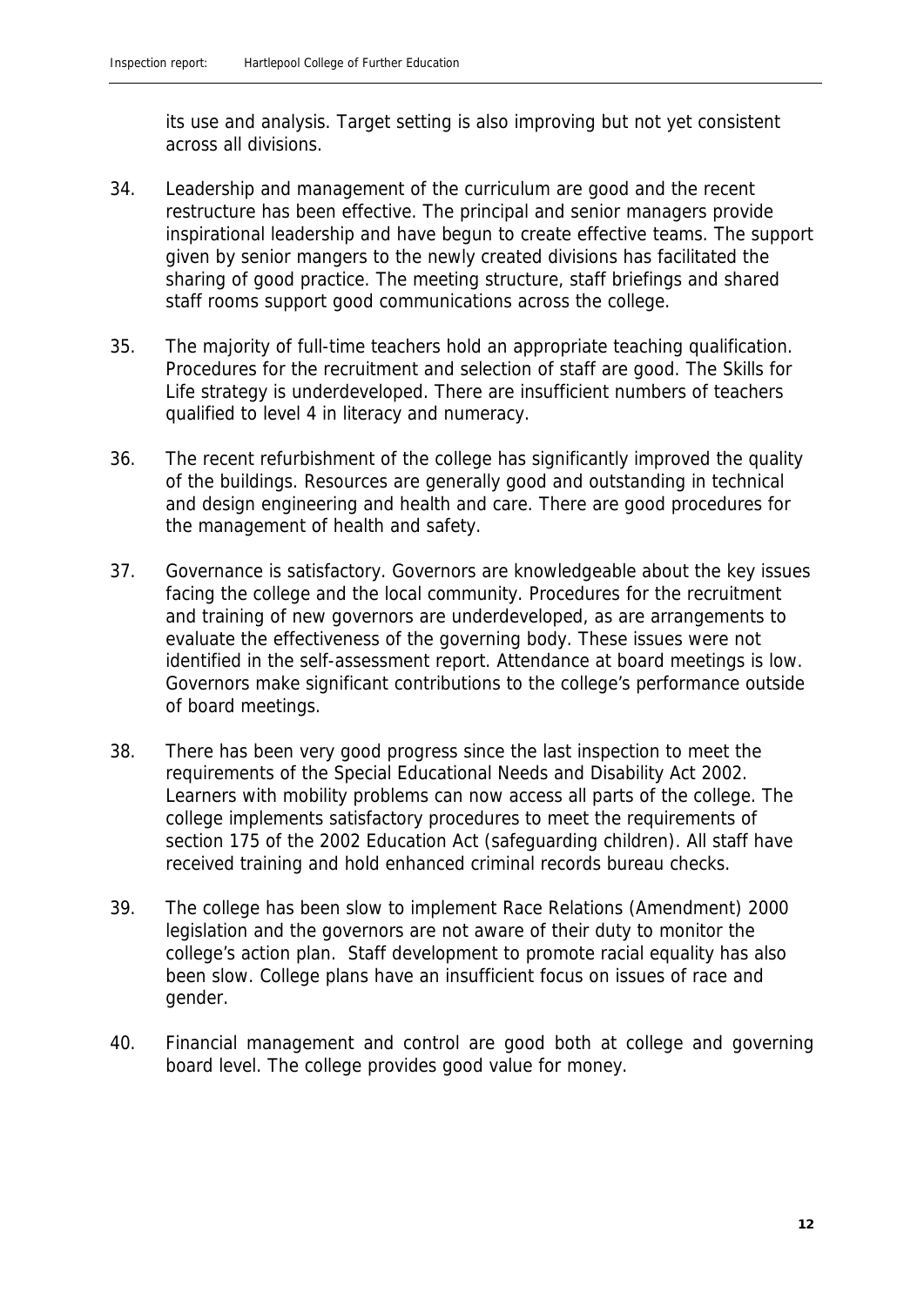its use and analysis. Target setting is also improving but not yet consistent across all divisions.

34. Leadership and management of the curriculum are good and the recent restructure has been effective. The principal and senior managers provide inspirational leadership and have begun to create effective teams. The support given by senior mangers to the newly created divisions has facilitated the sharing of good practice. The meeting structure, staff briefings and shared staff rooms support good communications across the college.

35. The majority of full-time teachers hold an appropriate teaching qualification. Procedures for the recruitment and selection of staff are good. The Skills for Life strategy is underdeveloped. There are insufficient numbers of teachers qualified to level 4 in literacy and numeracy.

36. The recent refurbishment of the college has significantly improved the quality of the buildings. Resources are generally good and outstanding in technical and design engineering and health and care. There are good procedures for the management of health and safety.

37. Governance is satisfactory. Governors are knowledgeable about the key issues facing the college and the local community. Procedures for the recruitment and training of new governors are underdeveloped, as are arrangements to evaluate the effectiveness of the governing body. These issues were not identified in the self-assessment report. Attendance at board meetings is low. Governors make significant contributions to the college's performance outside of board meetings.

38. There has been very good progress since the last inspection to meet the requirements of the Special Educational Needs and Disability Act 2002. Learners with mobility problems can now access all parts of the college. The college implements satisfactory procedures to meet the requirements of section 175 of the 2002 Education Act (safeguarding children). All staff have received training and hold enhanced criminal records bureau checks.

39. The college has been slow to implement Race Relations (Amendment) 2000 legislation and the governors are not aware of their duty to monitor the college's action plan. Staff development to promote racial equality has also been slow. College plans have an insufficient focus on issues of race and gender.

40. Financial management and control are good both at college and governing board level. The college provides good value for money.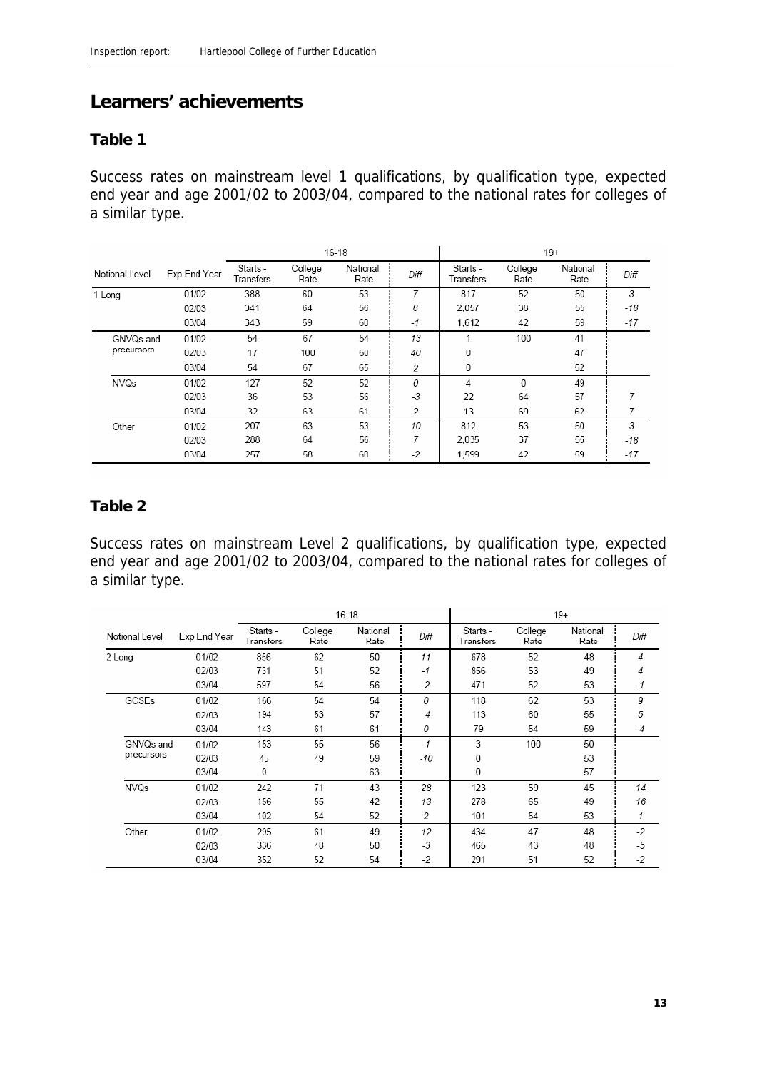## Learners' achievements

### Table 1

Success rates on mainstream level 1 qualifications, by qualification type, expected end year and age 2001/02 to 2003/04, compared to the national rates for colleges of a similar type.

| | | 16-18 | | | | 19+ | | | |
|---|---|---|---|---|---|---|---|---|---|
| Notional Level | Exp End Year | Starts - Transfers | College Rate | National Rate | Diff | Starts - Transfers | College Rate | National Rate | Diff |
| 1 Long | 01/02 | 388 | 60 | 53 | 7 | 817 | 52 | 50 | 3 |
| | 02/03 | 341 | 64 | 56 | 8 | 2,057 | 38 | 55 | -18 |
| | 03/04 | 343 | 59 | 60 | -1 | 1,612 | 42 | 59 | -17 |
| GNVQs and precursors | 01/02 | 54 | 67 | 54 | 13 | 1 | 100 | 41 | |
| | 02/03 | 17 | 100 | 60 | 40 | 0 | | 47 | |
| | 03/04 | 54 | 67 | 65 | 2 | 0 | | 52 | |
| NVQs | 01/02 | 127 | 52 | 52 | 0 | 4 | 0 | 49 | |
| | 02/03 | 36 | 53 | 56 | -3 | 22 | 64 | 57 | 7 |
| | 03/04 | 32 | 63 | 61 | 2 | 13 | 69 | 62 | 7 |
| Other | 01/02 | 207 | 63 | 53 | 10 | 812 | 53 | 50 | 3 |
| | 02/03 | 288 | 64 | 56 | 7 | 2,035 | 37 | 55 | -18 |
| | 03/04 | 257 | 58 | 60 | -2 | 1,599 | 42 | 59 | -17 |

### Table 2

Success rates on mainstream Level 2 qualifications, by qualification type, expected end year and age 2001/02 to 2003/04, compared to the national rates for colleges of a similar type.

| | | 16-18 | | | | 19+ | | | |
|---|---|---|---|---|---|---|---|---|---|
| Notional Level | Exp End Year | Starts - Transfers | College Rate | National Rate | Diff | Starts - Transfers | College Rate | National Rate | Diff |
| 2 Long | 01/02 | 856 | 62 | 50 | 11 | 678 | 52 | 48 | 4 |
| | 02/03 | 731 | 51 | 52 | -1 | 856 | 53 | 49 | 4 |
| | 03/04 | 597 | 54 | 56 | -2 | 471 | 52 | 53 | -1 |
| GCSEs | 01/02 | 166 | 54 | 54 | 0 | 118 | 62 | 53 | 9 |
| | 02/03 | 194 | 53 | 57 | -4 | 113 | 60 | 55 | 5 |
| | 03/04 | 143 | 61 | 61 | 0 | 79 | 54 | 59 | -4 |
| GNVQs and precursors | 01/02 | 153 | 55 | 56 | -1 | 3 | 100 | 50 | |
| | 02/03 | 45 | 49 | 59 | -10 | 0 | | 53 | |
| | 03/04 | 0 | | 63 | | 0 | | 57 | |
| NVQs | 01/02 | 242 | 71 | 43 | 28 | 123 | 59 | 45 | 14 |
| | 02/03 | 156 | 55 | 42 | 13 | 278 | 65 | 49 | 16 |
| | 03/04 | 102 | 54 | 52 | 2 | 101 | 54 | 53 | 1 |
| Other | 01/02 | 295 | 61 | 49 | 12 | 434 | 47 | 48 | -2 |
| | 02/03 | 336 | 48 | 50 | -3 | 465 | 43 | 48 | -5 |
| | 03/04 | 352 | 52 | 54 | -2 | 291 | 51 | 52 | -2 |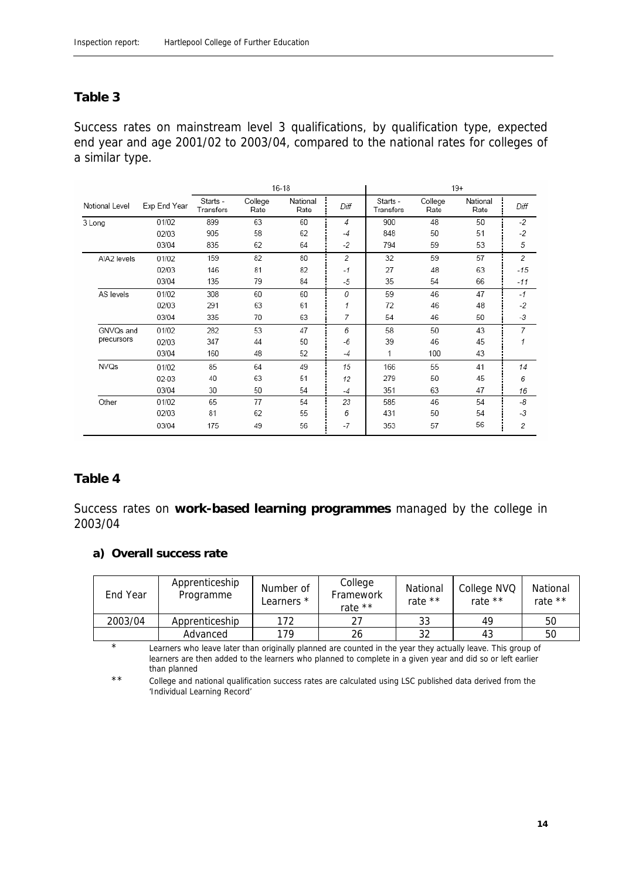## Table 3

Success rates on mainstream level 3 qualifications, by qualification type, expected end year and age 2001/02 to 2003/04, compared to the national rates for colleges of a similar type.

| Notional Level | Exp End Year | 16-18 | | | | 19+ | | | |
|---|---|---|---|---|---|---|---|---|---|
| | | Starts - Transfers | College Rate | National Rate | Diff | Starts - Transfers | College Rate | National Rate | Diff |
| 3 Long | 01/02 | 899 | 63 | 60 | 4 | 900 | 48 | 50 | -2 |
| | 02/03 | 905 | 58 | 62 | -4 | 848 | 50 | 51 | -2 |
| | 03/04 | 835 | 62 | 64 | -2 | 794 | 59 | 53 | 5 |
| A\A2 levels | 01/02 | 159 | 82 | 80 | 2 | 32 | 59 | 57 | 2 |
| | 02/03 | 146 | 81 | 82 | -1 | 27 | 48 | 63 | -15 |
| | 03/04 | 135 | 79 | 84 | -5 | 35 | 54 | 66 | -11 |
| AS levels | 01/02 | 308 | 60 | 60 | 0 | 59 | 46 | 47 | -1 |
| | 02/03 | 291 | 63 | 61 | 1 | 72 | 46 | 48 | -2 |
| | 03/04 | 335 | 70 | 63 | 7 | 54 | 46 | 50 | -3 |
| GNVQs and precursors | 01/02 | 282 | 53 | 47 | 6 | 58 | 50 | 43 | 7 |
| | 02/03 | 347 | 44 | 50 | -6 | 39 | 46 | 45 | 1 |
| | 03/04 | 160 | 48 | 52 | -4 | 1 | 100 | 43 | |
| NVQs | 01/02 | 85 | 64 | 49 | 15 | 166 | 55 | 41 | 14 |
| | 02-03 | 40 | 63 | 51 | 12 | 279 | 50 | 45 | 6 |
| | 03/04 | 30 | 50 | 54 | -4 | 351 | 63 | 47 | 16 |
| Other | 01/02 | 65 | 77 | 54 | 23 | 585 | 46 | 54 | -8 |
| | 02/03 | 81 | 62 | 55 | 6 | 431 | 50 | 54 | -3 |
| | 03/04 | 175 | 49 | 56 | -7 | 353 | 57 | 56 | 2 |

## Table 4

Success rates on **work-based learning programmes** managed by the college in 2003/04

### a) Overall success rate

| End Year | Apprenticeship Programme | Number of Learners * | College Framework rate ** | National rate ** | College NVQ rate ** | National rate ** |
|---|---|---|---|---|---|---|
| 2003/04 | Apprenticeship | 172 | 27 | 33 | 49 | 50 |
| | Advanced | 179 | 26 | 32 | 43 | 50 |

\* Learners who leave later than originally planned are counted in the year they actually leave. This group of learners are then added to the learners who planned to complete in a given year and did so or left earlier than planned

** College and national qualification success rates are calculated using LSC published data derived from the 'Individual Learning Record'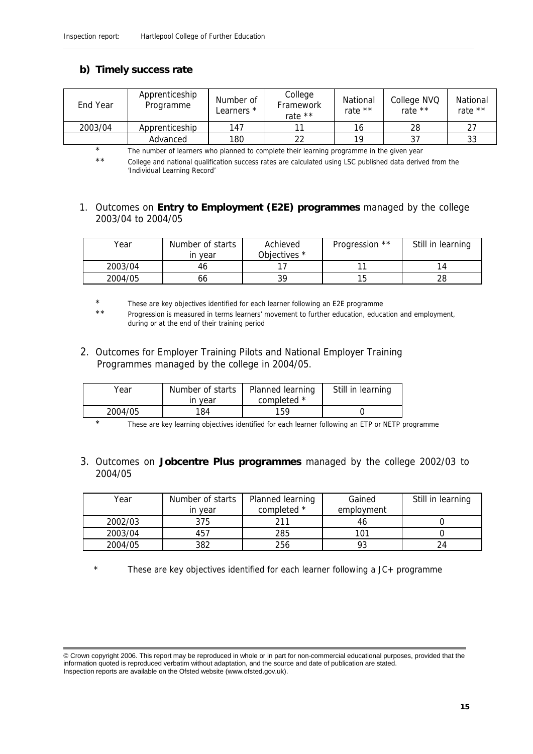### b) Timely success rate

| End Year | Apprenticeship Programme | Number of Learners * | College Framework rate ** | National rate ** | College NVQ rate ** | National rate ** |
|---|---|---|---|---|---|---|
| 2003/04 | Apprenticeship | 147 | 11 | 16 | 28 | 27 |
| | Advanced | 180 | 22 | 19 | 37 | 33 |

\* The number of learners who planned to complete their learning programme in the given year

** College and national qualification success rates are calculated using LSC published data derived from the 'Individual Learning Record'

1. Outcomes on **Entry to Employment (E2E) programmes** managed by the college 2003/04 to 2004/05

| Year | Number of starts in year | Achieved Objectives * | Progression ** | Still in learning |
|---|---|---|---|---|
| 2003/04 | 46 | 17 | 11 | 14 |
| 2004/05 | 66 | 39 | 15 | 28 |

\* These are key objectives identified for each learner following an E2E programme

** Progression is measured in terms learners' movement to further education, education and employment, during or at the end of their training period

2. Outcomes for Employer Training Pilots and National Employer Training Programmes managed by the college in 2004/05.

| Year | Number of starts in year | Planned learning completed * | Still in learning |
|---|---|---|---|
| 2004/05 | 184 | 159 | 0 |

\* These are key learning objectives identified for each learner following an ETP or NETP programme

3. Outcomes on **Jobcentre Plus programmes** managed by the college 2002/03 to 2004/05

| Year | Number of starts in year | Planned learning completed * | Gained employment | Still in learning |
|---|---|---|---|---|
| 2002/03 | 375 | 211 | 46 | 0 |
| 2003/04 | 457 | 285 | 101 | 0 |
| 2004/05 | 382 | 256 | 93 | 24 |

\* These are key objectives identified for each learner following a JC+ programme

© Crown copyright 2006. This report may be reproduced in whole or in part for non-commercial educational purposes, provided that the information quoted is reproduced verbatim without adaptation, and the source and date of publication are stated.
Inspection reports are available on the Ofsted website (www.ofsted.gov.uk).